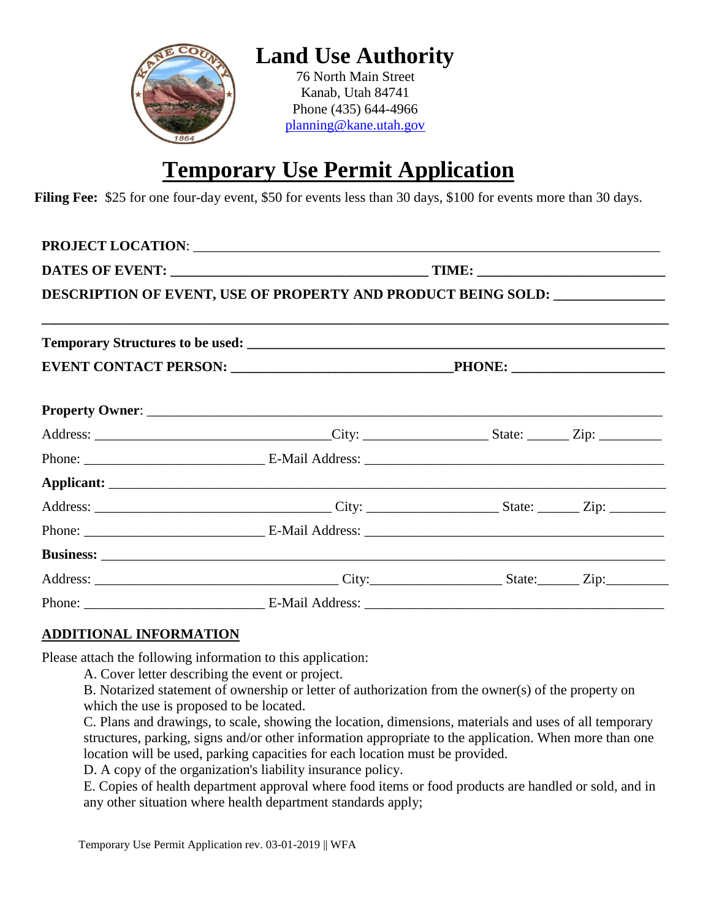# Land Use Authority

76 North Main Street
Kanab, Utah 84741
Phone (435) 644-4966
planning@kane.utah.gov

# Temporary Use Permit Application

**Filing Fee:** $25 for one four-day event, $50 for events less than 30 days, $100 for events more than 30 days.

**PROJECT LOCATION**: ____________________________________________

**DATES OF EVENT:** ______________________________ **TIME:** ______________________

**DESCRIPTION OF EVENT, USE OF PROPERTY AND PRODUCT BEING SOLD:** ______________

_____________________________________________________________________

**Temporary Structures to be used:** ____________________________________________

**EVENT CONTACT PERSON:** __________________________ **PHONE:** ___________________

**Property Owner**: ____________________________________________________________

Address: ____________________________ City: _______________ State: _____ Zip: ________

Phone: ______________________ E-Mail Address: ______________________________________

**Applicant:** ________________________________________________________________

Address: ____________________________ City: _______________ State: _____ Zip: ________

Phone: ______________________ E-Mail Address: ______________________________________

**Business:** ________________________________________________________________

Address: ____________________________ City: _______________ State: _____ Zip: ________

Phone: ______________________ E-Mail Address: ______________________________________

## ADDITIONAL INFORMATION

Please attach the following information to this application:

A. Cover letter describing the event or project.

B. Notarized statement of ownership or letter of authorization from the owner(s) of the property on which the use is proposed to be located.

C. Plans and drawings, to scale, showing the location, dimensions, materials and uses of all temporary structures, parking, signs and/or other information appropriate to the application. When more than one location will be used, parking capacities for each location must be provided.

D. A copy of the organization's liability insurance policy.

E. Copies of health department approval where food items or food products are handled or sold, and in any other situation where health department standards apply;

Temporary Use Permit Application rev. 03-01-2019 || WFA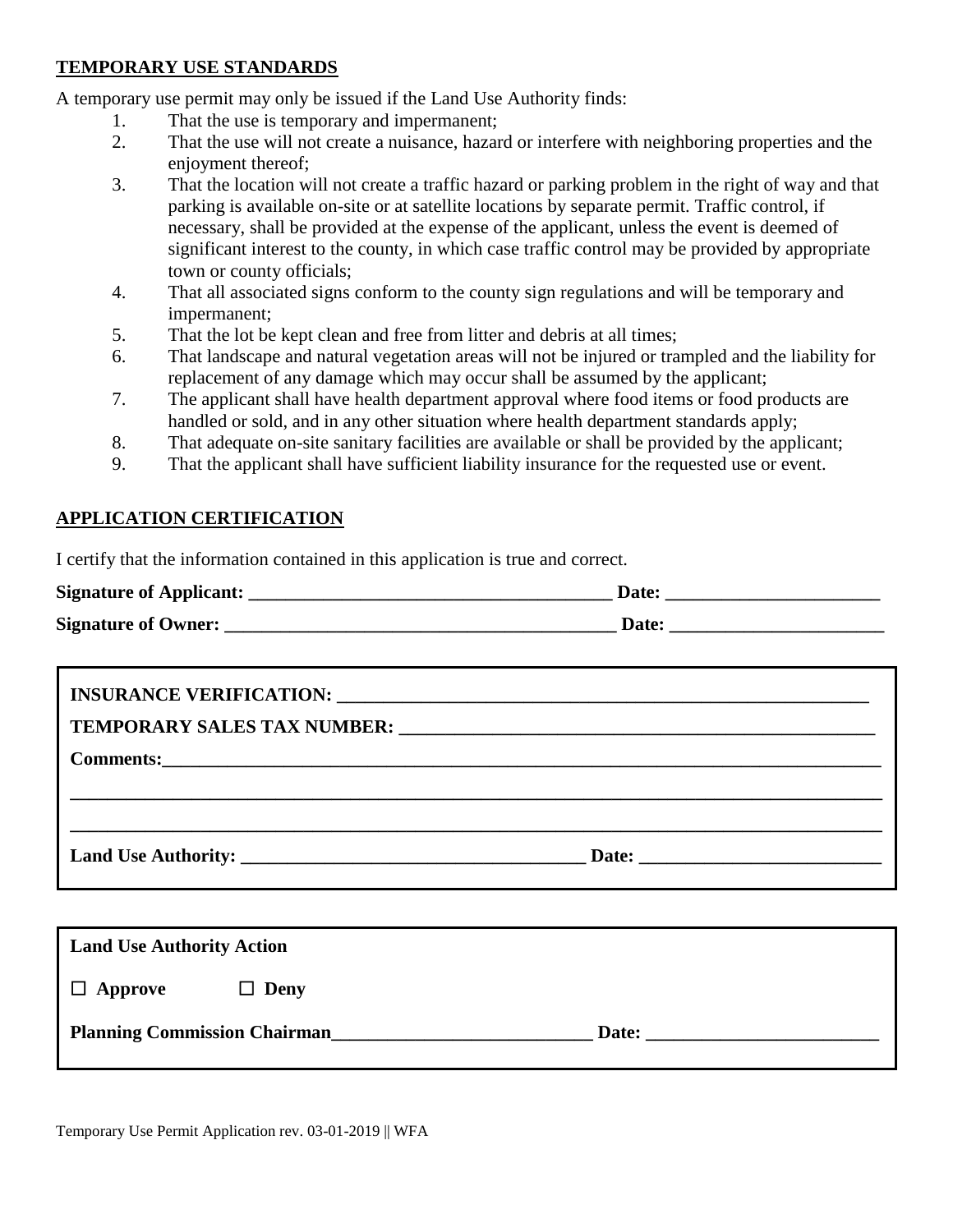## TEMPORARY USE STANDARDS

A temporary use permit may only be issued if the Land Use Authority finds:

1. That the use is temporary and impermanent;
2. That the use will not create a nuisance, hazard or interfere with neighboring properties and the enjoyment thereof;
3. That the location will not create a traffic hazard or parking problem in the right of way and that parking is available on-site or at satellite locations by separate permit. Traffic control, if necessary, shall be provided at the expense of the applicant, unless the event is deemed of significant interest to the county, in which case traffic control may be provided by appropriate town or county officials;
4. That all associated signs conform to the county sign regulations and will be temporary and impermanent;
5. That the lot be kept clean and free from litter and debris at all times;
6. That landscape and natural vegetation areas will not be injured or trampled and the liability for replacement of any damage which may occur shall be assumed by the applicant;
7. The applicant shall have health department approval where food items or food products are handled or sold, and in any other situation where health department standards apply;
8. That adequate on-site sanitary facilities are available or shall be provided by the applicant;
9. That the applicant shall have sufficient liability insurance for the requested use or event.

## APPLICATION CERTIFICATION

I certify that the information contained in this application is true and correct.

**Signature of Applicant:** ________________________________________ **Date:** ________________________

**Signature of Owner:** ___________________________________________ **Date:** ________________________

**INSURANCE VERIFICATION:** ____________________________________________________________

**TEMPORARY SALES TAX NUMBER:** ______________________________________________________

**Comments:** ______________________________________________________________________________

__________________________________________________________________________________________

__________________________________________________________________________________________

**Land Use Authority:** _____________________________________ **Date:** __________________________

**Land Use Authority Action**

☐ **Approve** ☐ **Deny**

**Planning Commission Chairman** ____________________________ **Date:** _________________________

Temporary Use Permit Application rev. 03-01-2019 || WFA